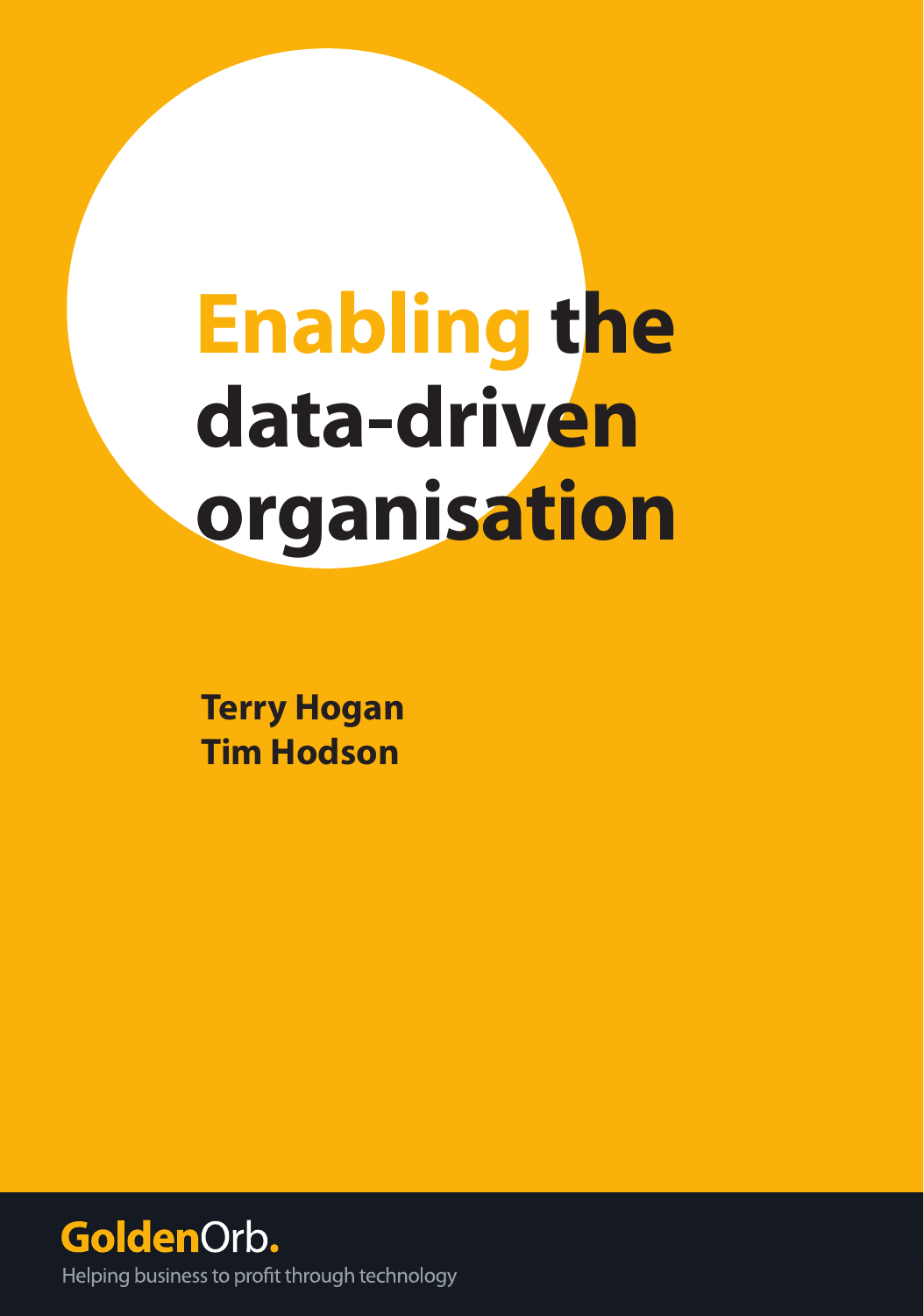# Enabling the data-driven organisation

**Terry Hogan**
**Tim Hodson**

**GoldenOrb.**

Helping business to profit through technology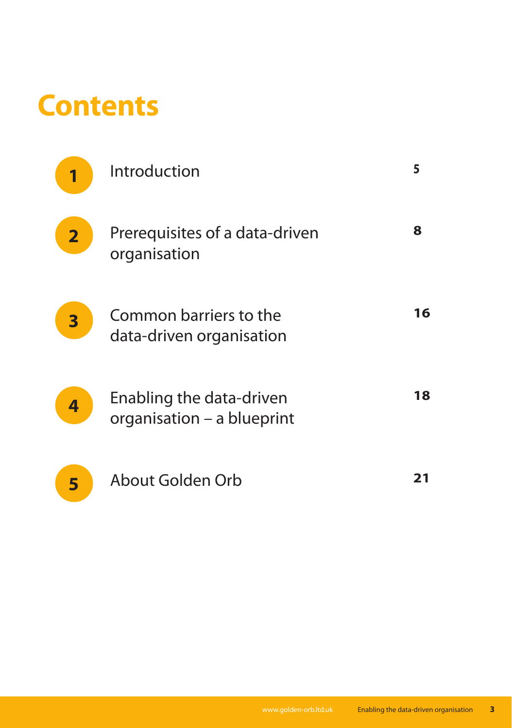# Contents

| | | |
|---|---|---|
| 1 | Introduction | 5 |
| 2 | Prerequisites of a data-driven organisation | 8 |
| 3 | Common barriers to the data-driven organisation | 16 |
| 4 | Enabling the data-driven organisation – a blueprint | 18 |
| 5 | About Golden Orb | 21 |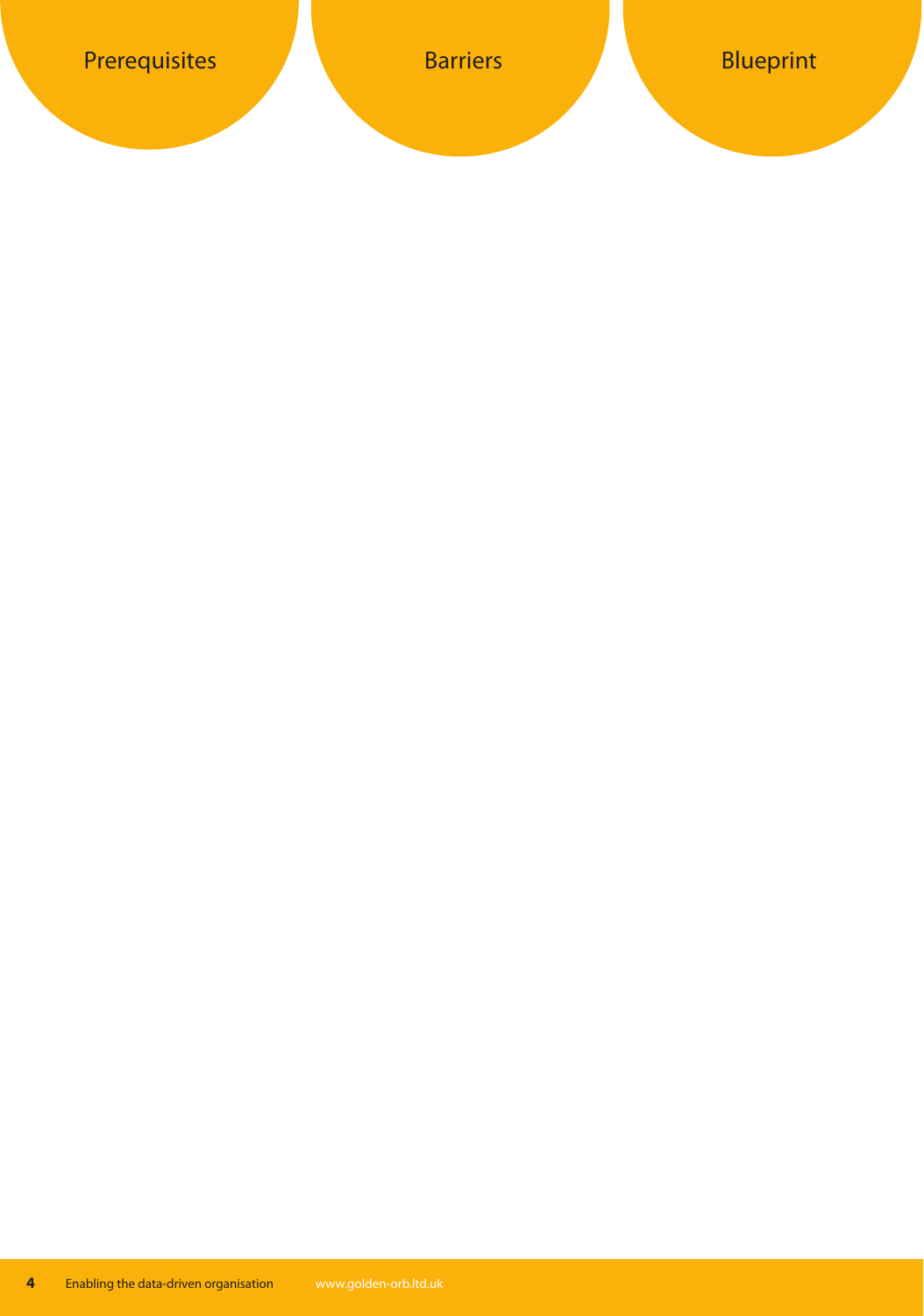Prerequisites

Barriers

Blueprint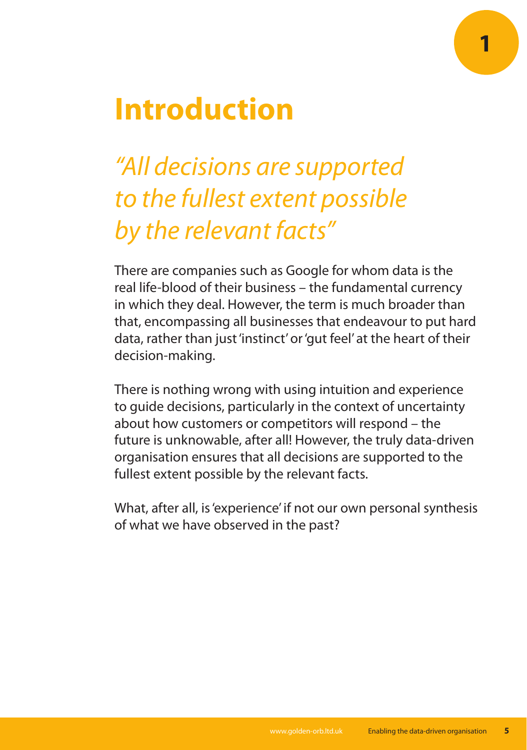# 1 Introduction

*"All decisions are supported to the fullest extent possible by the relevant facts"*

There are companies such as Google for whom data is the real life-blood of their business – the fundamental currency in which they deal. However, the term is much broader than that, encompassing all businesses that endeavour to put hard data, rather than just 'instinct' or 'gut feel' at the heart of their decision-making.

There is nothing wrong with using intuition and experience to guide decisions, particularly in the context of uncertainty about how customers or competitors will respond – the future is unknowable, after all! However, the truly data-driven organisation ensures that all decisions are supported to the fullest extent possible by the relevant facts.

What, after all, is 'experience' if not our own personal synthesis of what we have observed in the past?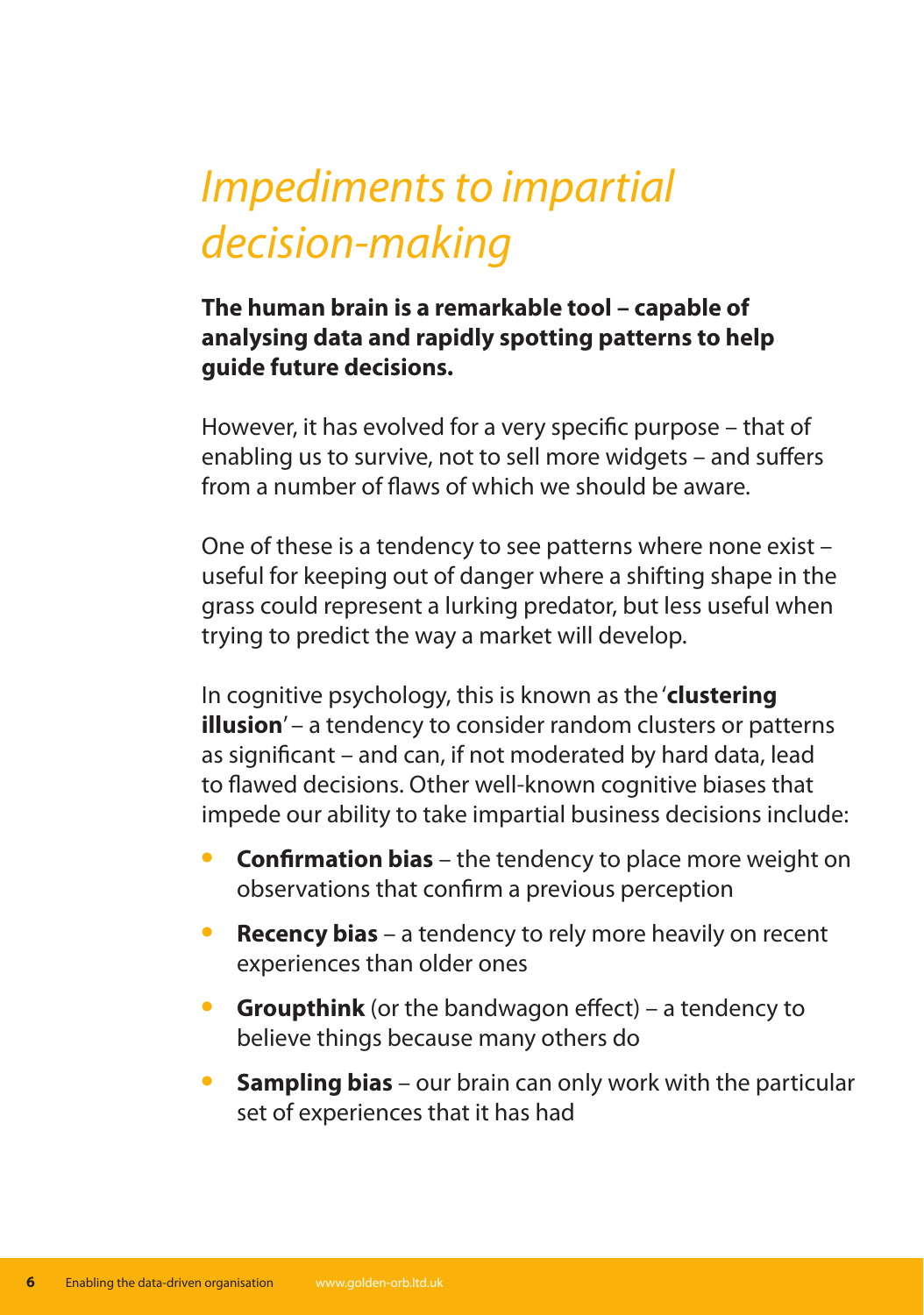# *Impediments to impartial decision-making*

**The human brain is a remarkable tool – capable of analysing data and rapidly spotting patterns to help guide future decisions.**

However, it has evolved for a very specific purpose – that of enabling us to survive, not to sell more widgets – and suffers from a number of flaws of which we should be aware.

One of these is a tendency to see patterns where none exist – useful for keeping out of danger where a shifting shape in the grass could represent a lurking predator, but less useful when trying to predict the way a market will develop.

In cognitive psychology, this is known as the '**clustering illusion**' – a tendency to consider random clusters or patterns as significant – and can, if not moderated by hard data, lead to flawed decisions. Other well-known cognitive biases that impede our ability to take impartial business decisions include:

- **Confirmation bias** – the tendency to place more weight on observations that confirm a previous perception
- **Recency bias** – a tendency to rely more heavily on recent experiences than older ones
- **Groupthink** (or the bandwagon effect) – a tendency to believe things because many others do
- **Sampling bias** – our brain can only work with the particular set of experiences that it has had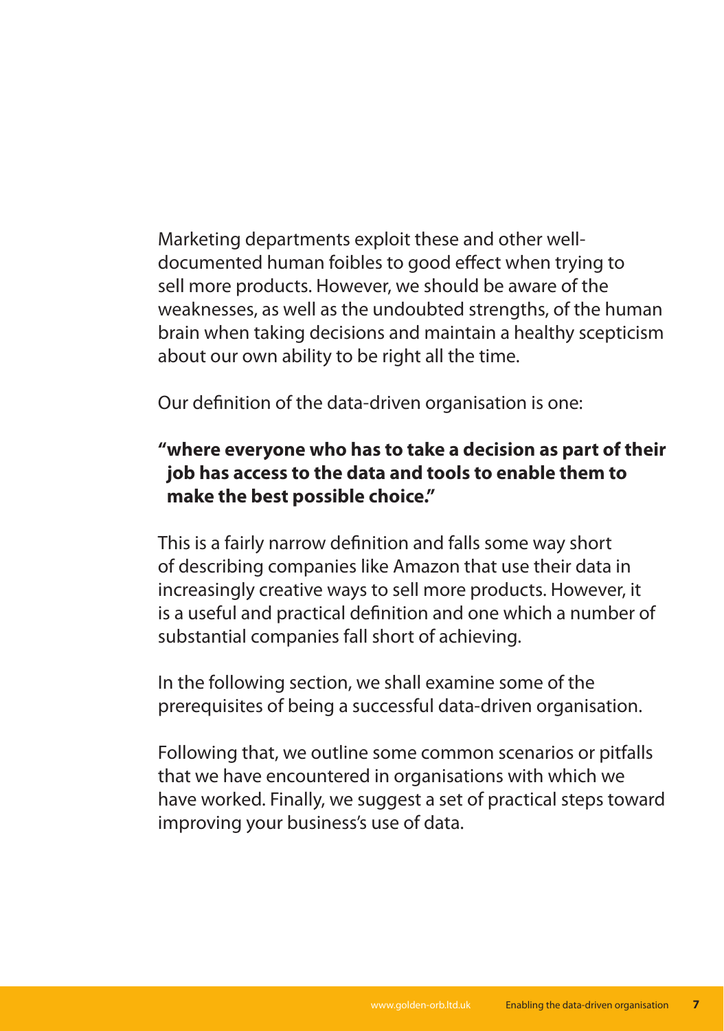Marketing departments exploit these and other well-documented human foibles to good effect when trying to sell more products. However, we should be aware of the weaknesses, as well as the undoubted strengths, of the human brain when taking decisions and maintain a healthy scepticism about our own ability to be right all the time.

Our definition of the data-driven organisation is one:

**"where everyone who has to take a decision as part of their job has access to the data and tools to enable them to make the best possible choice."**

This is a fairly narrow definition and falls some way short of describing companies like Amazon that use their data in increasingly creative ways to sell more products. However, it is a useful and practical definition and one which a number of substantial companies fall short of achieving.

In the following section, we shall examine some of the prerequisites of being a successful data-driven organisation.

Following that, we outline some common scenarios or pitfalls that we have encountered in organisations with which we have worked. Finally, we suggest a set of practical steps toward improving your business's use of data.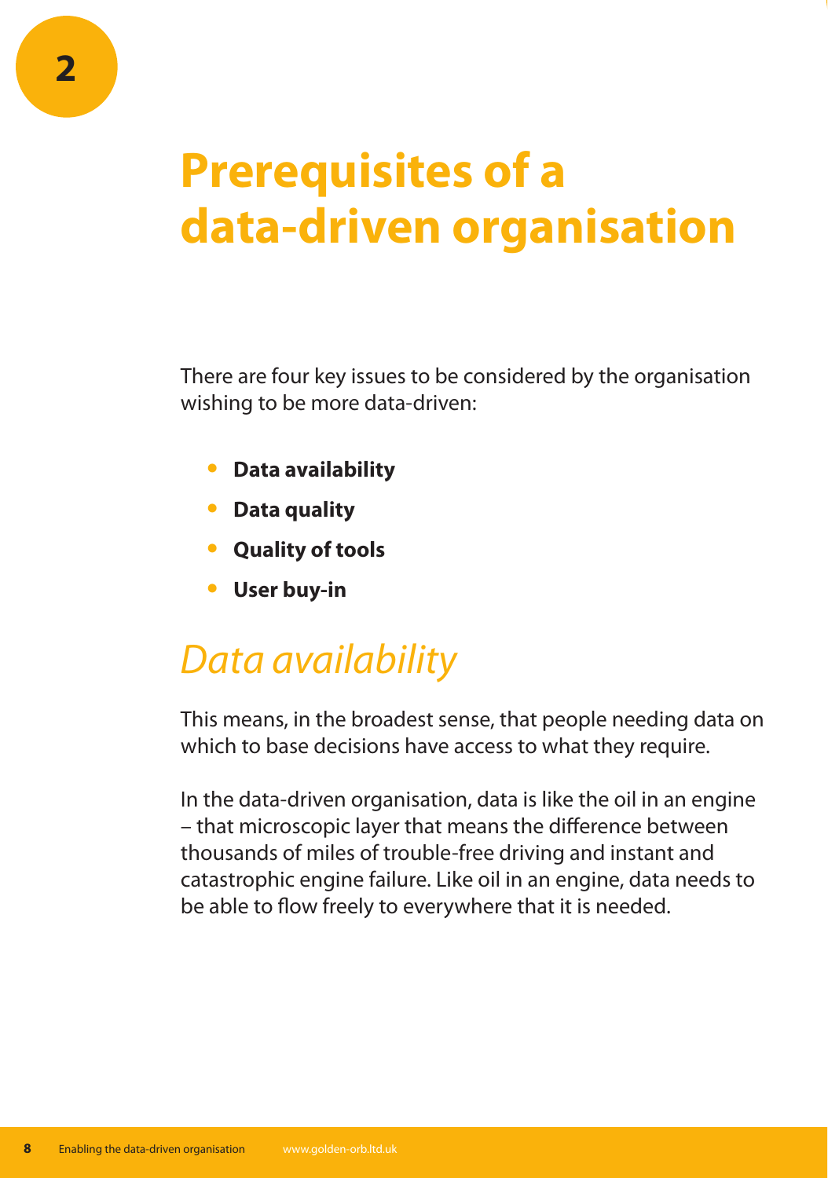2

# Prerequisites of a data-driven organisation

There are four key issues to be considered by the organisation wishing to be more data-driven:

- **Data availability**
- **Data quality**
- **Quality of tools**
- **User buy-in**

## *Data availability*

This means, in the broadest sense, that people needing data on which to base decisions have access to what they require.

In the data-driven organisation, data is like the oil in an engine – that microscopic layer that means the difference between thousands of miles of trouble-free driving and instant and catastrophic engine failure. Like oil in an engine, data needs to be able to flow freely to everywhere that it is needed.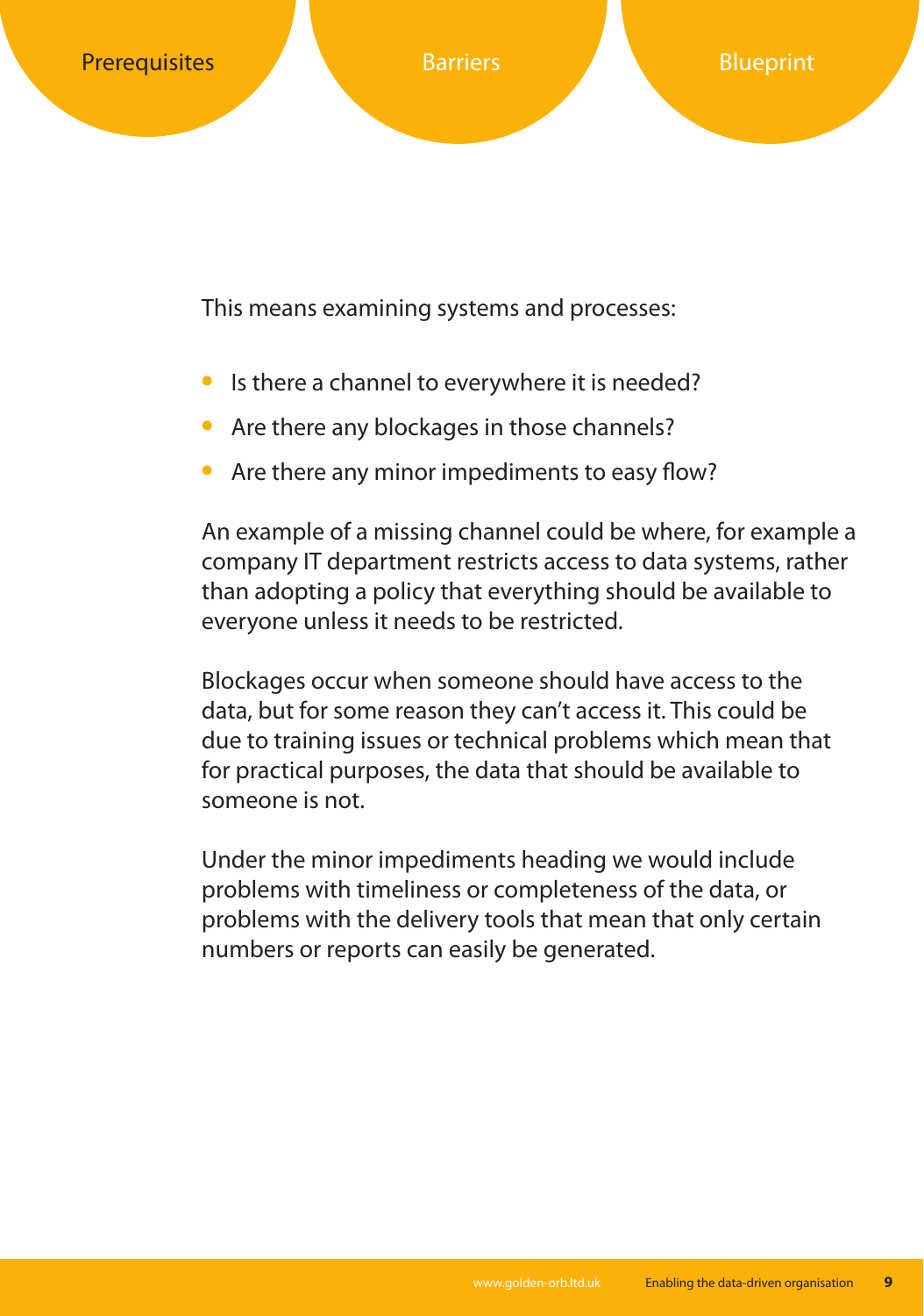This means examining systems and processes:

- Is there a channel to everywhere it is needed?
- Are there any blockages in those channels?
- Are there any minor impediments to easy flow?

An example of a missing channel could be where, for example a company IT department restricts access to data systems, rather than adopting a policy that everything should be available to everyone unless it needs to be restricted.

Blockages occur when someone should have access to the data, but for some reason they can't access it. This could be due to training issues or technical problems which mean that for practical purposes, the data that should be available to someone is not.

Under the minor impediments heading we would include problems with timeliness or completeness of the data, or problems with the delivery tools that mean that only certain numbers or reports can easily be generated.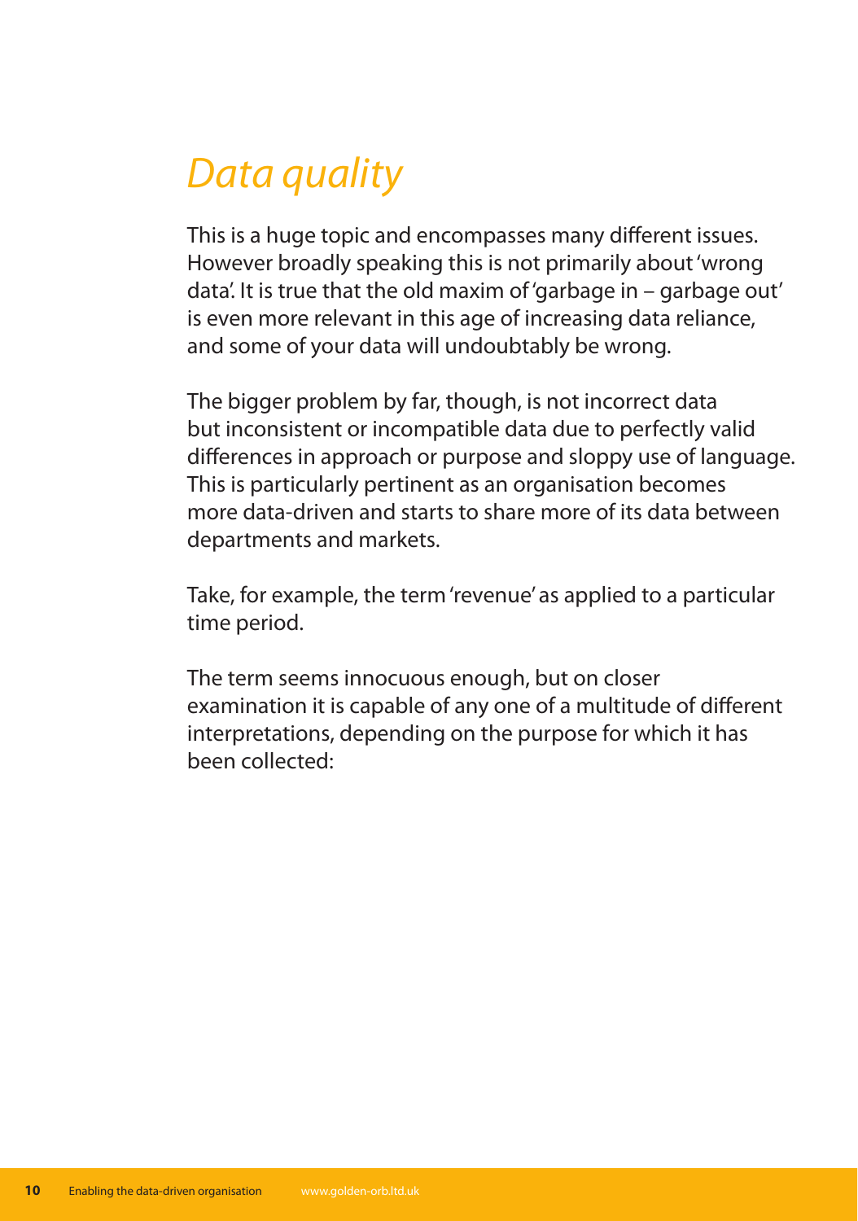## *Data quality*

This is a huge topic and encompasses many different issues. However broadly speaking this is not primarily about 'wrong data'. It is true that the old maxim of 'garbage in – garbage out' is even more relevant in this age of increasing data reliance, and some of your data will undoubtably be wrong.

The bigger problem by far, though, is not incorrect data but inconsistent or incompatible data due to perfectly valid differences in approach or purpose and sloppy use of language. This is particularly pertinent as an organisation becomes more data-driven and starts to share more of its data between departments and markets.

Take, for example, the term 'revenue' as applied to a particular time period.

The term seems innocuous enough, but on closer examination it is capable of any one of a multitude of different interpretations, depending on the purpose for which it has been collected: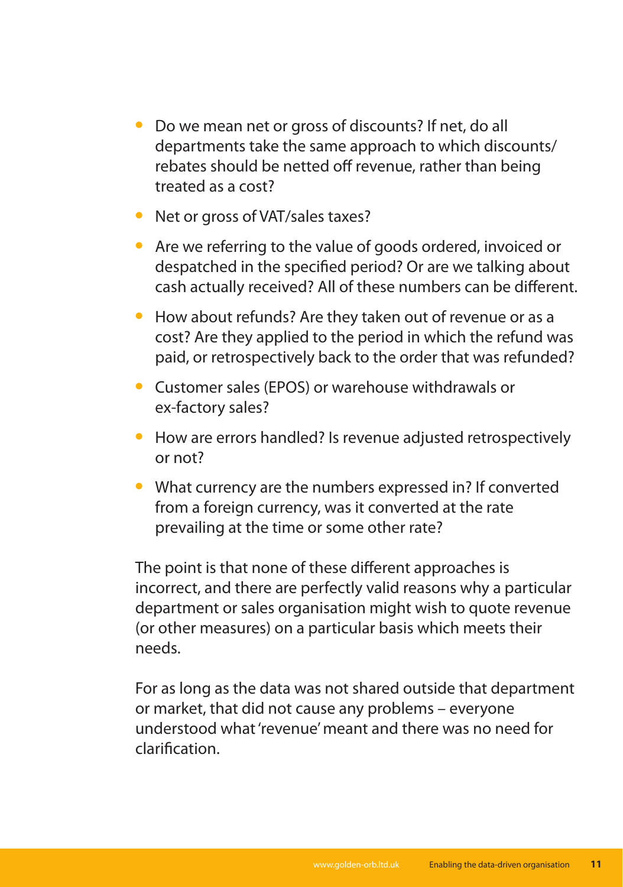- Do we mean net or gross of discounts? If net, do all departments take the same approach to which discounts/rebates should be netted off revenue, rather than being treated as a cost?
- Net or gross of VAT/sales taxes?
- Are we referring to the value of goods ordered, invoiced or despatched in the specified period? Or are we talking about cash actually received? All of these numbers can be different.
- How about refunds? Are they taken out of revenue or as a cost? Are they applied to the period in which the refund was paid, or retrospectively back to the order that was refunded?
- Customer sales (EPOS) or warehouse withdrawals or ex-factory sales?
- How are errors handled? Is revenue adjusted retrospectively or not?
- What currency are the numbers expressed in? If converted from a foreign currency, was it converted at the rate prevailing at the time or some other rate?

The point is that none of these different approaches is incorrect, and there are perfectly valid reasons why a particular department or sales organisation might wish to quote revenue (or other measures) on a particular basis which meets their needs.

For as long as the data was not shared outside that department or market, that did not cause any problems – everyone understood what 'revenue' meant and there was no need for clarification.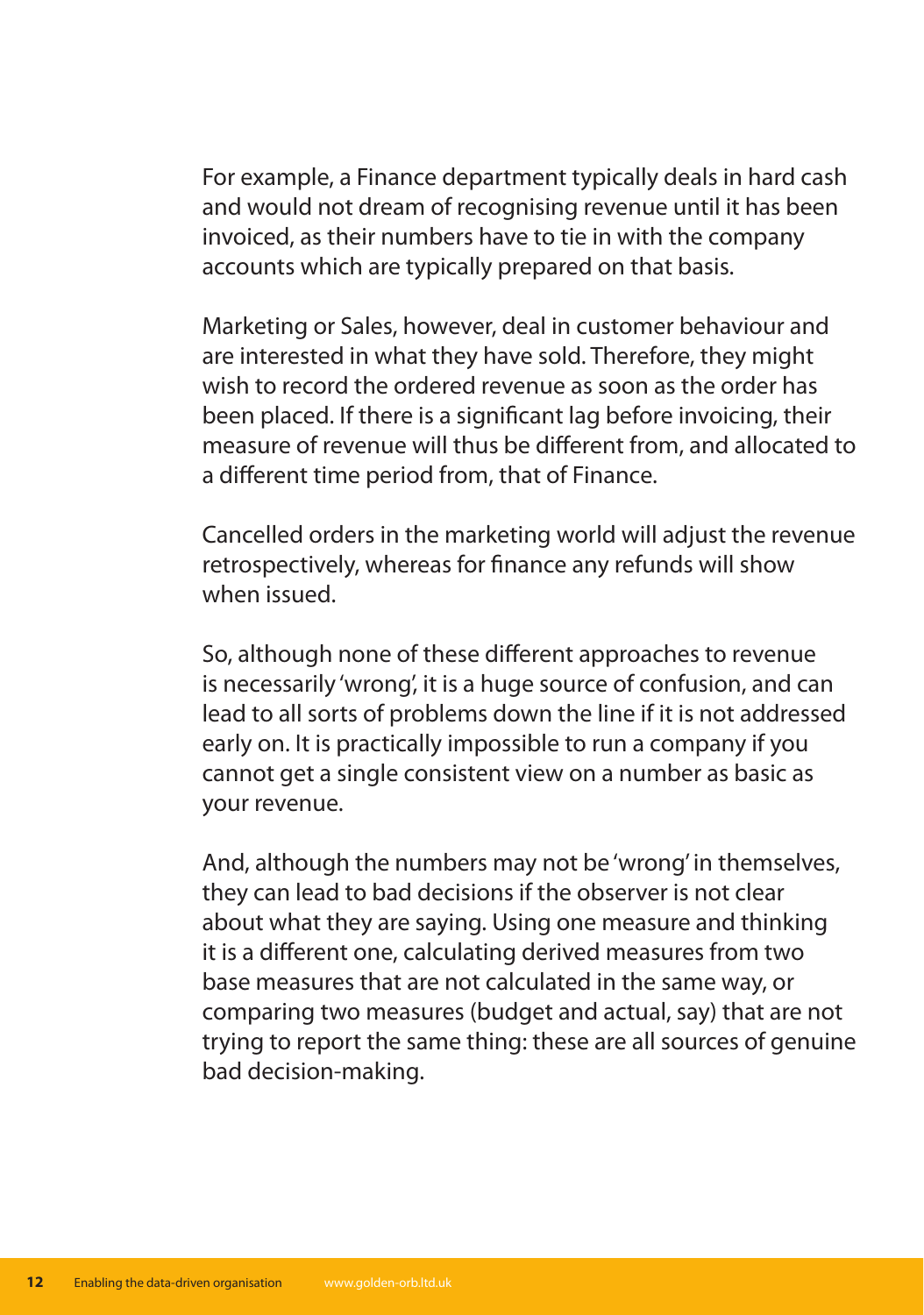For example, a Finance department typically deals in hard cash and would not dream of recognising revenue until it has been invoiced, as their numbers have to tie in with the company accounts which are typically prepared on that basis.

Marketing or Sales, however, deal in customer behaviour and are interested in what they have sold. Therefore, they might wish to record the ordered revenue as soon as the order has been placed. If there is a significant lag before invoicing, their measure of revenue will thus be different from, and allocated to a different time period from, that of Finance.

Cancelled orders in the marketing world will adjust the revenue retrospectively, whereas for finance any refunds will show when issued.

So, although none of these different approaches to revenue is necessarily 'wrong', it is a huge source of confusion, and can lead to all sorts of problems down the line if it is not addressed early on. It is practically impossible to run a company if you cannot get a single consistent view on a number as basic as your revenue.

And, although the numbers may not be 'wrong' in themselves, they can lead to bad decisions if the observer is not clear about what they are saying. Using one measure and thinking it is a different one, calculating derived measures from two base measures that are not calculated in the same way, or comparing two measures (budget and actual, say) that are not trying to report the same thing: these are all sources of genuine bad decision-making.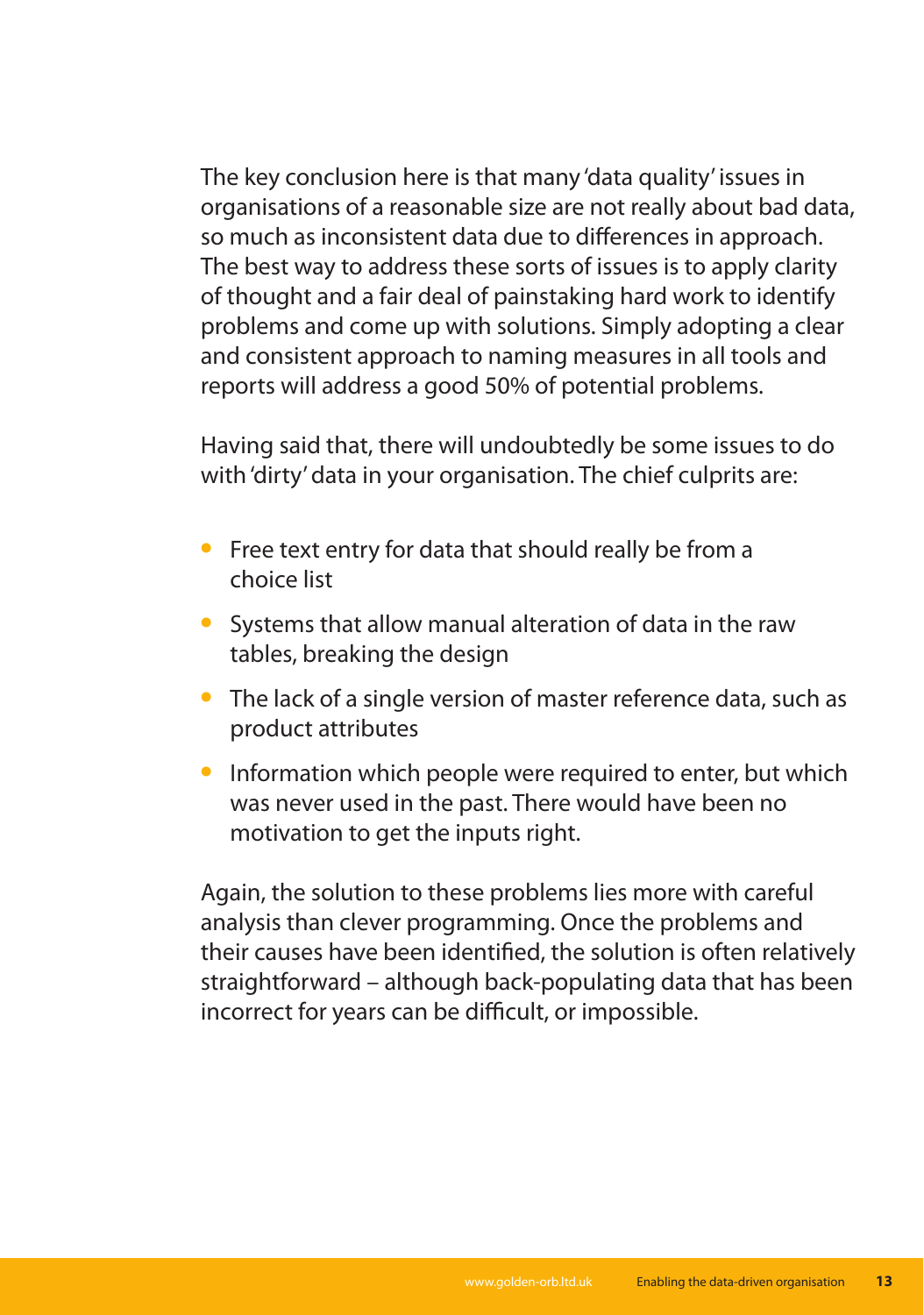The key conclusion here is that many 'data quality' issues in organisations of a reasonable size are not really about bad data, so much as inconsistent data due to differences in approach. The best way to address these sorts of issues is to apply clarity of thought and a fair deal of painstaking hard work to identify problems and come up with solutions. Simply adopting a clear and consistent approach to naming measures in all tools and reports will address a good 50% of potential problems.

Having said that, there will undoubtedly be some issues to do with 'dirty' data in your organisation. The chief culprits are:

- Free text entry for data that should really be from a choice list
- Systems that allow manual alteration of data in the raw tables, breaking the design
- The lack of a single version of master reference data, such as product attributes
- Information which people were required to enter, but which was never used in the past. There would have been no motivation to get the inputs right.

Again, the solution to these problems lies more with careful analysis than clever programming. Once the problems and their causes have been identified, the solution is often relatively straightforward – although back-populating data that has been incorrect for years can be difficult, or impossible.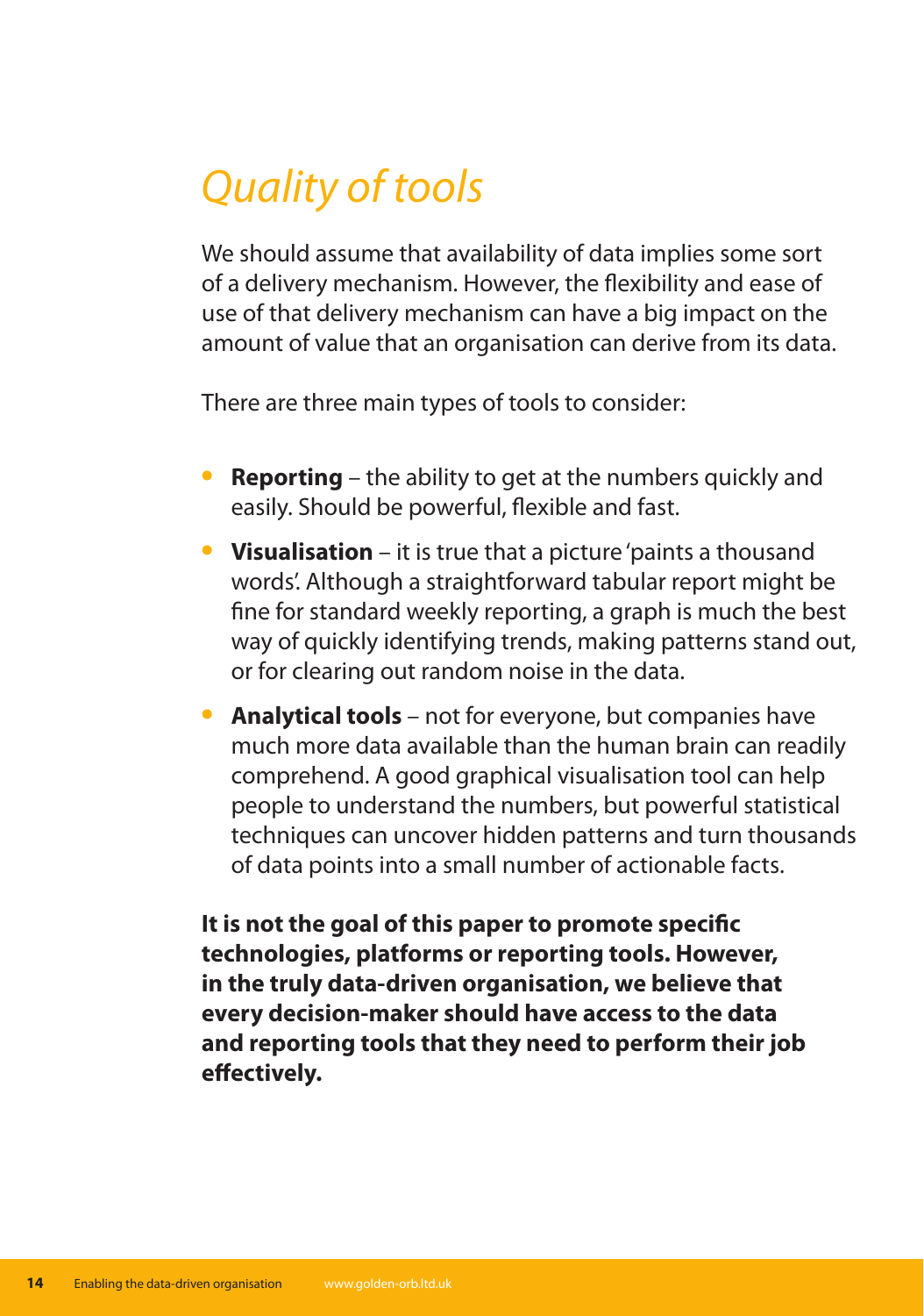# *Quality of tools*

We should assume that availability of data implies some sort of a delivery mechanism. However, the flexibility and ease of use of that delivery mechanism can have a big impact on the amount of value that an organisation can derive from its data.

There are three main types of tools to consider:

- **Reporting** – the ability to get at the numbers quickly and easily. Should be powerful, flexible and fast.
- **Visualisation** – it is true that a picture 'paints a thousand words'. Although a straightforward tabular report might be fine for standard weekly reporting, a graph is much the best way of quickly identifying trends, making patterns stand out, or for clearing out random noise in the data.
- **Analytical tools** – not for everyone, but companies have much more data available than the human brain can readily comprehend. A good graphical visualisation tool can help people to understand the numbers, but powerful statistical techniques can uncover hidden patterns and turn thousands of data points into a small number of actionable facts.

**It is not the goal of this paper to promote specific technologies, platforms or reporting tools. However, in the truly data-driven organisation, we believe that every decision-maker should have access to the data and reporting tools that they need to perform their job effectively.**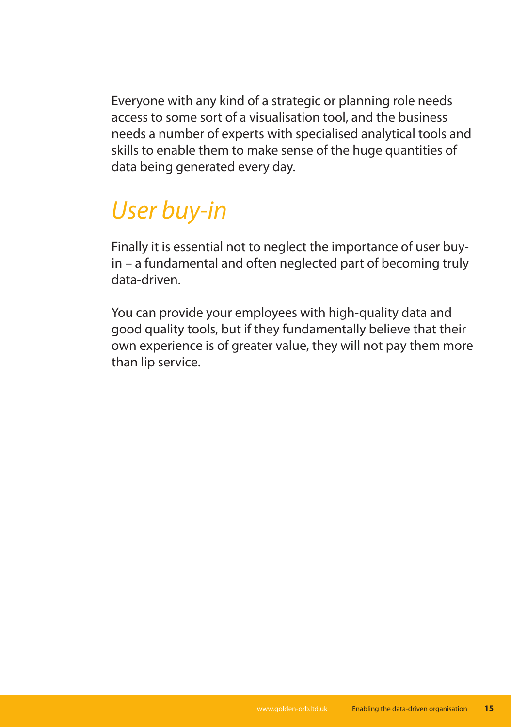Everyone with any kind of a strategic or planning role needs access to some sort of a visualisation tool, and the business needs a number of experts with specialised analytical tools and skills to enable them to make sense of the huge quantities of data being generated every day.

## *User buy-in*

Finally it is essential not to neglect the importance of user buy-in – a fundamental and often neglected part of becoming truly data-driven.

You can provide your employees with high-quality data and good quality tools, but if they fundamentally believe that their own experience is of greater value, they will not pay them more than lip service.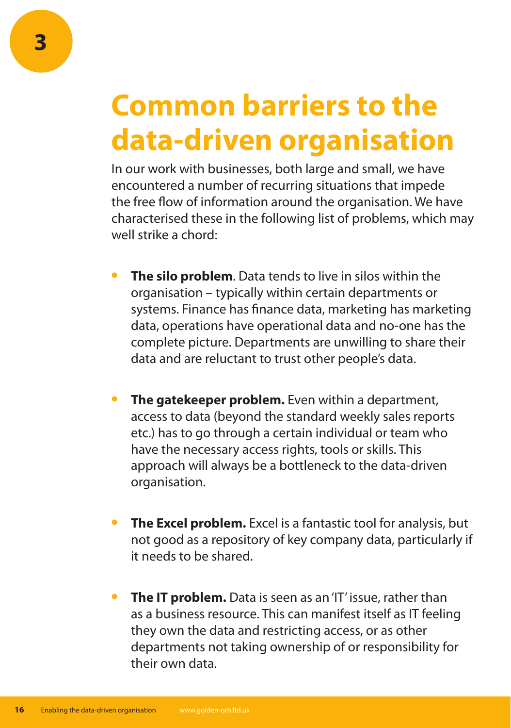3

# Common barriers to the data-driven organisation

In our work with businesses, both large and small, we have encountered a number of recurring situations that impede the free flow of information around the organisation. We have characterised these in the following list of problems, which may well strike a chord:

- **The silo problem**. Data tends to live in silos within the organisation – typically within certain departments or systems. Finance has finance data, marketing has marketing data, operations have operational data and no-one has the complete picture. Departments are unwilling to share their data and are reluctant to trust other people's data.

- **The gatekeeper problem.** Even within a department, access to data (beyond the standard weekly sales reports etc.) has to go through a certain individual or team who have the necessary access rights, tools or skills. This approach will always be a bottleneck to the data-driven organisation.

- **The Excel problem.** Excel is a fantastic tool for analysis, but not good as a repository of key company data, particularly if it needs to be shared.

- **The IT problem.** Data is seen as an 'IT' issue, rather than as a business resource. This can manifest itself as IT feeling they own the data and restricting access, or as other departments not taking ownership of or responsibility for their own data.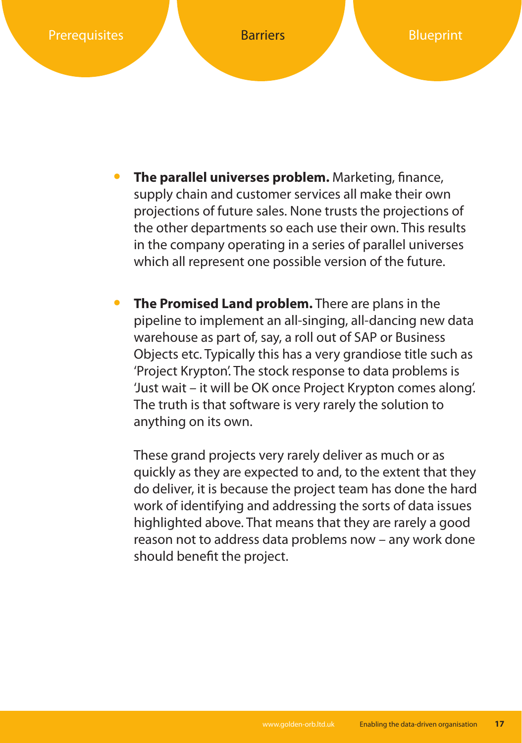- **The parallel universes problem.** Marketing, finance, supply chain and customer services all make their own projections of future sales. None trusts the projections of the other departments so each use their own. This results in the company operating in a series of parallel universes which all represent one possible version of the future.

- **The Promised Land problem.** There are plans in the pipeline to implement an all-singing, all-dancing new data warehouse as part of, say, a roll out of SAP or Business Objects etc. Typically this has a very grandiose title such as 'Project Krypton'. The stock response to data problems is 'Just wait – it will be OK once Project Krypton comes along'. The truth is that software is very rarely the solution to anything on its own.

  These grand projects very rarely deliver as much or as quickly as they are expected to and, to the extent that they do deliver, it is because the project team has done the hard work of identifying and addressing the sorts of data issues highlighted above. That means that they are rarely a good reason not to address data problems now – any work done should benefit the project.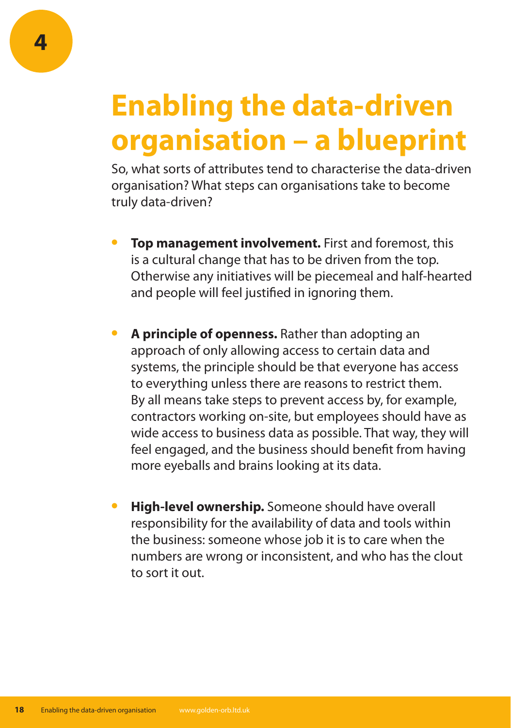4

# Enabling the data-driven organisation – a blueprint

So, what sorts of attributes tend to characterise the data-driven organisation? What steps can organisations take to become truly data-driven?

- **Top management involvement.** First and foremost, this is a cultural change that has to be driven from the top. Otherwise any initiatives will be piecemeal and half-hearted and people will feel justified in ignoring them.

- **A principle of openness.** Rather than adopting an approach of only allowing access to certain data and systems, the principle should be that everyone has access to everything unless there are reasons to restrict them. By all means take steps to prevent access by, for example, contractors working on-site, but employees should have as wide access to business data as possible. That way, they will feel engaged, and the business should benefit from having more eyeballs and brains looking at its data.

- **High-level ownership.** Someone should have overall responsibility for the availability of data and tools within the business: someone whose job it is to care when the numbers are wrong or inconsistent, and who has the clout to sort it out.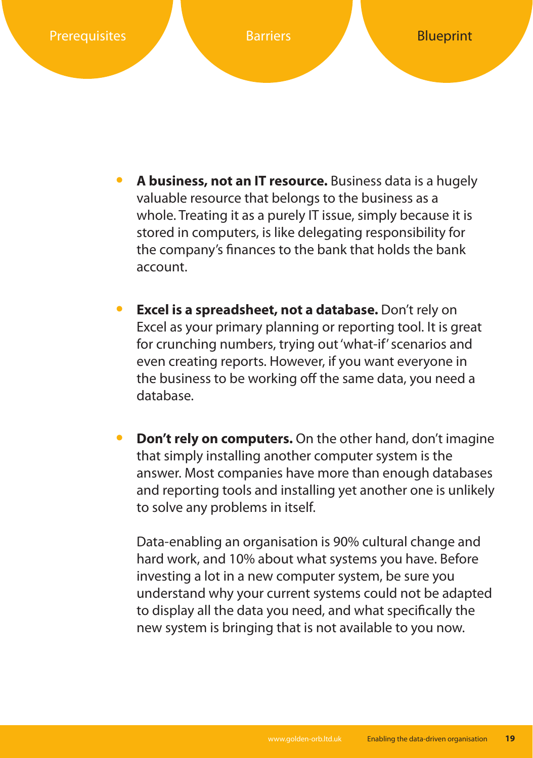- **A business, not an IT resource.** Business data is a hugely valuable resource that belongs to the business as a whole. Treating it as a purely IT issue, simply because it is stored in computers, is like delegating responsibility for the company's finances to the bank that holds the bank account.

- **Excel is a spreadsheet, not a database.** Don't rely on Excel as your primary planning or reporting tool. It is great for crunching numbers, trying out 'what-if' scenarios and even creating reports. However, if you want everyone in the business to be working off the same data, you need a database.

- **Don't rely on computers.** On the other hand, don't imagine that simply installing another computer system is the answer. Most companies have more than enough databases and reporting tools and installing yet another one is unlikely to solve any problems in itself.

  Data-enabling an organisation is 90% cultural change and hard work, and 10% about what systems you have. Before investing a lot in a new computer system, be sure you understand why your current systems could not be adapted to display all the data you need, and what specifically the new system is bringing that is not available to you now.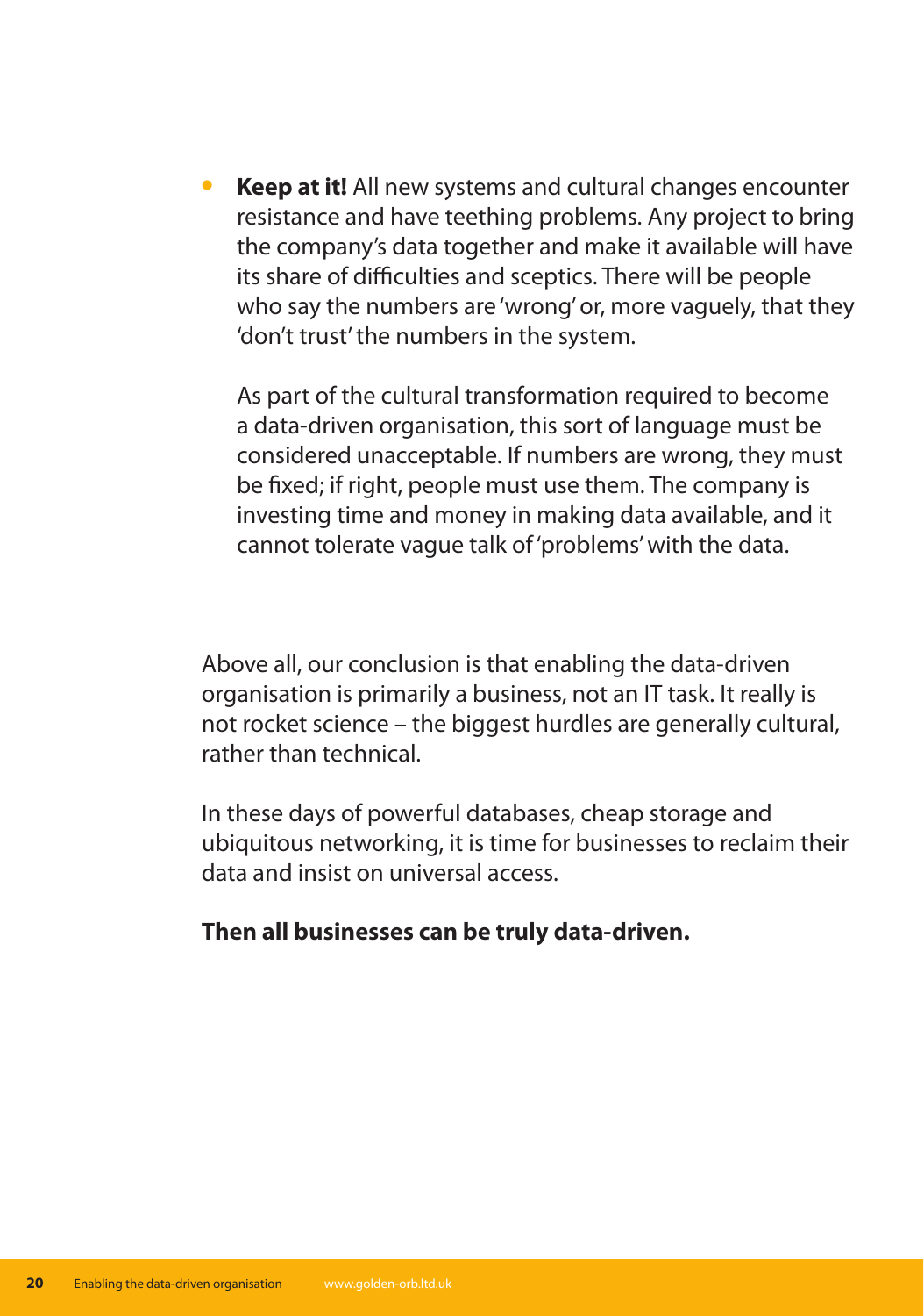- **Keep at it!** All new systems and cultural changes encounter resistance and have teething problems. Any project to bring the company's data together and make it available will have its share of difficulties and sceptics. There will be people who say the numbers are 'wrong' or, more vaguely, that they 'don't trust' the numbers in the system.

  As part of the cultural transformation required to become a data-driven organisation, this sort of language must be considered unacceptable. If numbers are wrong, they must be fixed; if right, people must use them. The company is investing time and money in making data available, and it cannot tolerate vague talk of 'problems' with the data.

Above all, our conclusion is that enabling the data-driven organisation is primarily a business, not an IT task. It really is not rocket science – the biggest hurdles are generally cultural, rather than technical.

In these days of powerful databases, cheap storage and ubiquitous networking, it is time for businesses to reclaim their data and insist on universal access.

**Then all businesses can be truly data-driven.**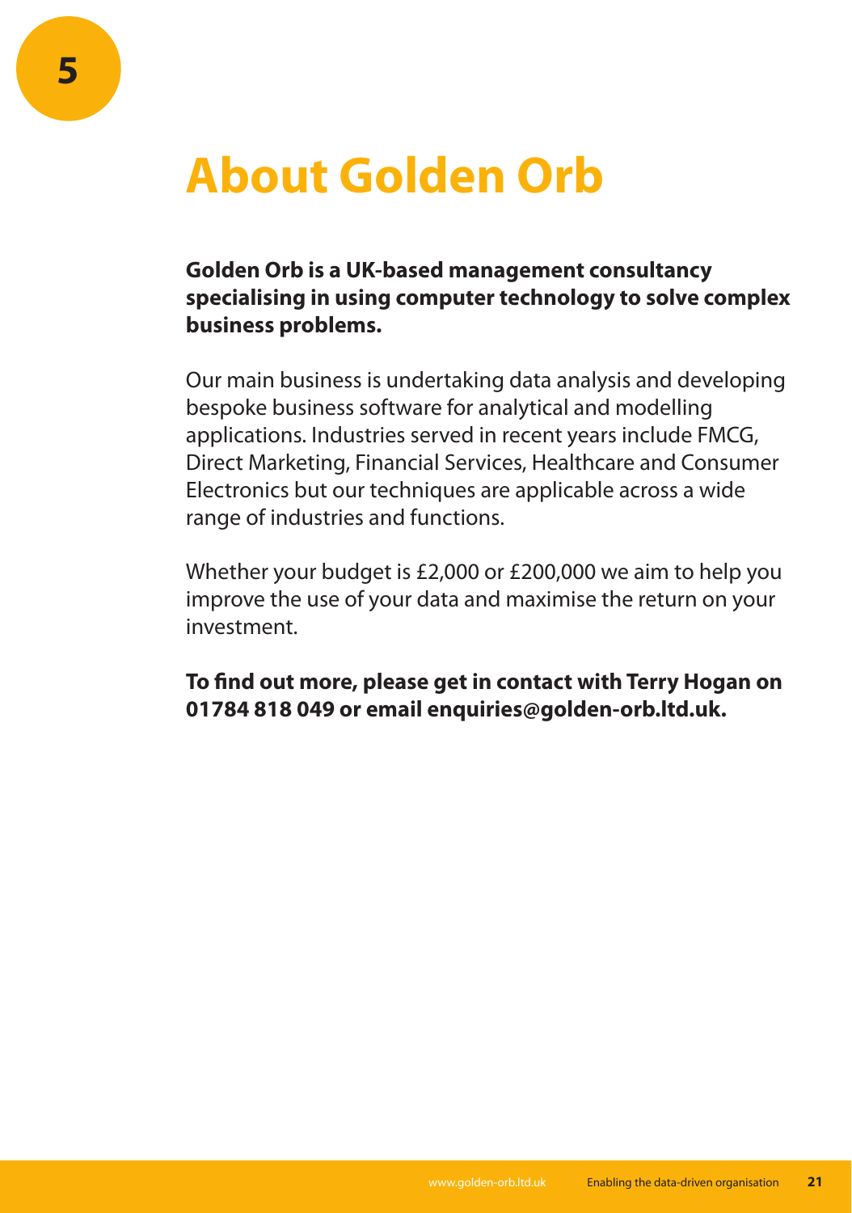# 5

# About Golden Orb

**Golden Orb is a UK-based management consultancy specialising in using computer technology to solve complex business problems.**

Our main business is undertaking data analysis and developing bespoke business software for analytical and modelling applications. Industries served in recent years include FMCG, Direct Marketing, Financial Services, Healthcare and Consumer Electronics but our techniques are applicable across a wide range of industries and functions.

Whether your budget is £2,000 or £200,000 we aim to help you improve the use of your data and maximise the return on your investment.

**To find out more, please get in contact with Terry Hogan on 01784 818 049 or email enquiries@golden-orb.ltd.uk.**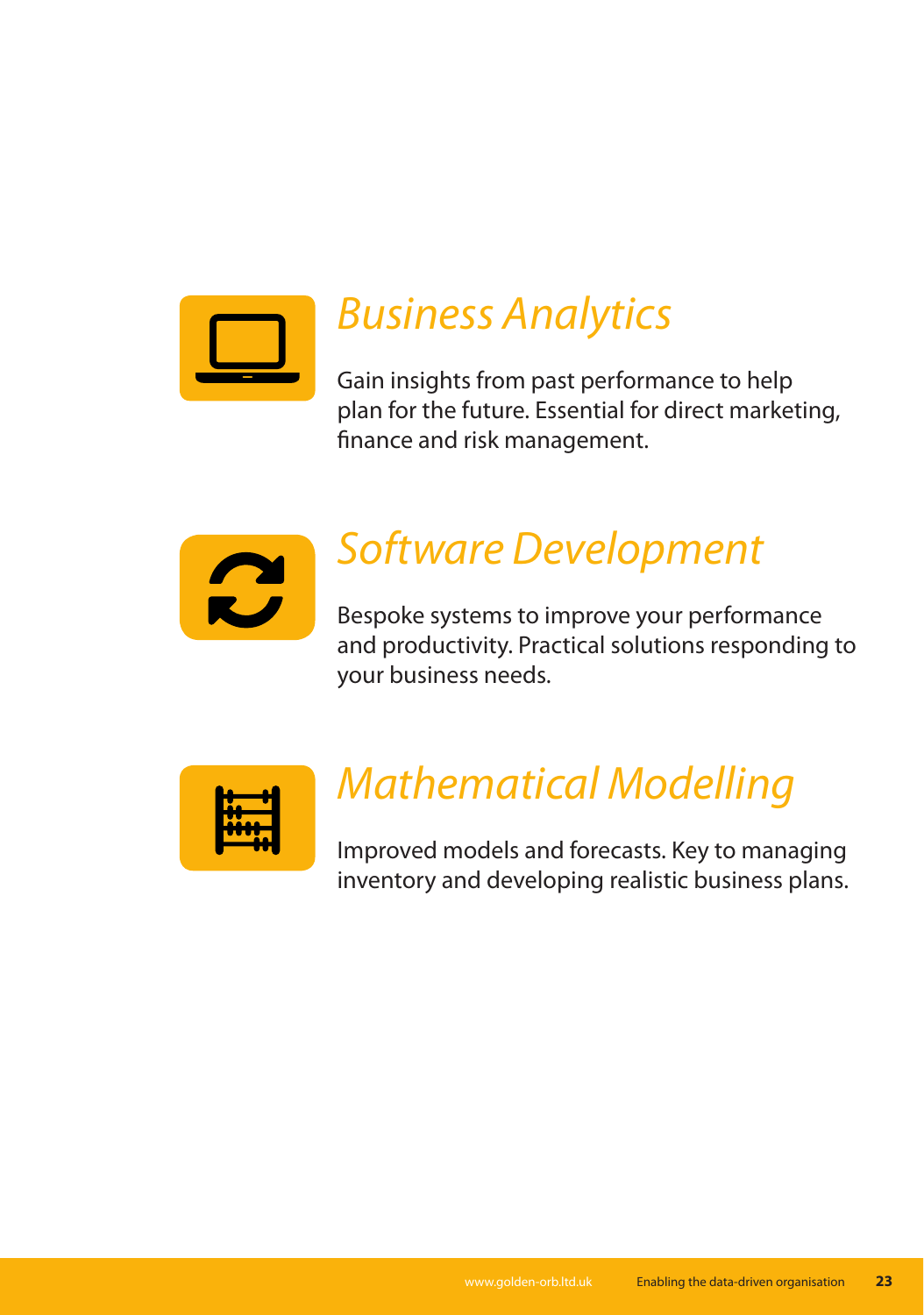## *Business Analytics*

Gain insights from past performance to help plan for the future. Essential for direct marketing, finance and risk management.

## *Software Development*

Bespoke systems to improve your performance and productivity. Practical solutions responding to your business needs.

## *Mathematical Modelling*

Improved models and forecasts. Key to managing inventory and developing realistic business plans.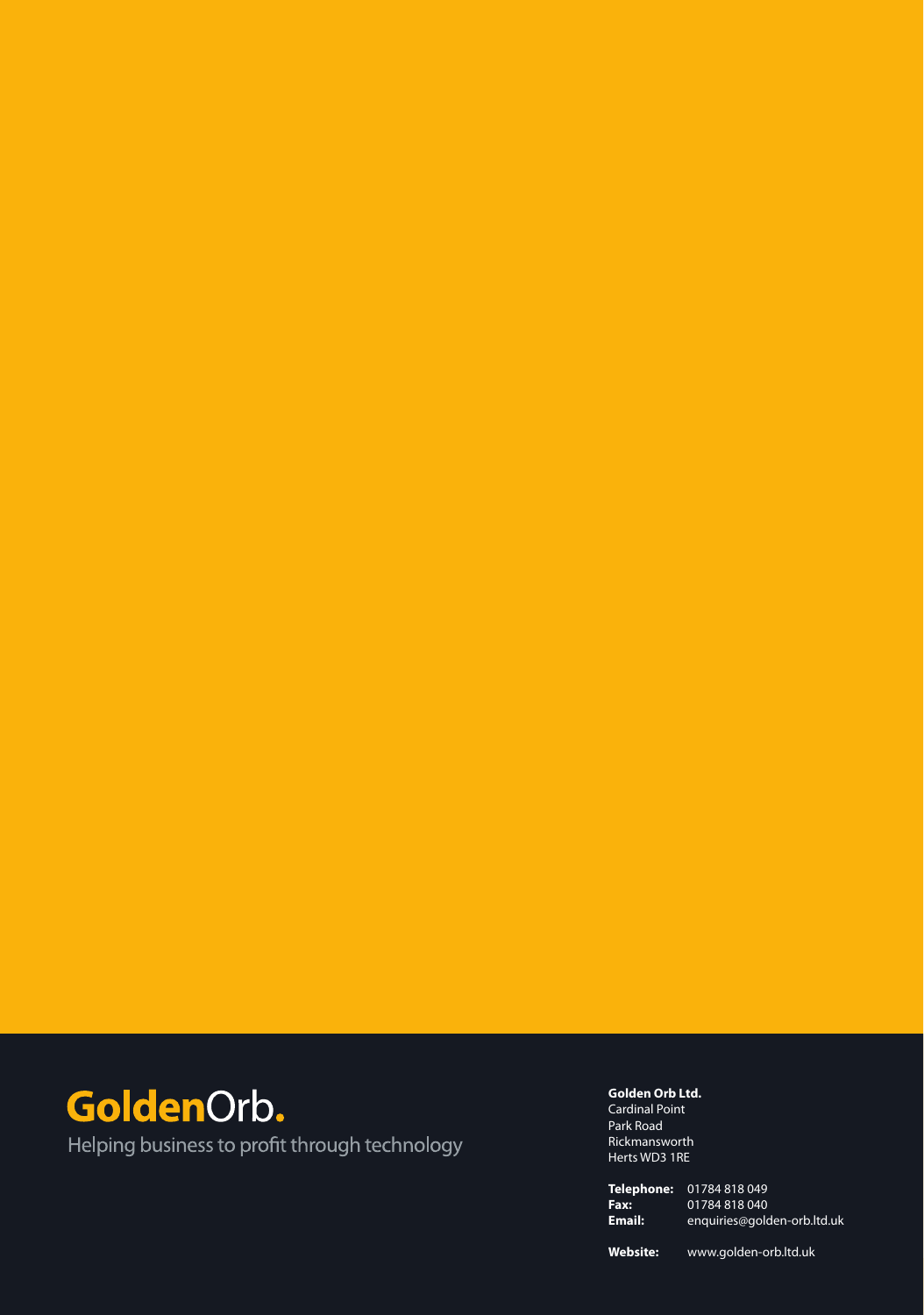**GoldenOrb.**

Helping business to profit through technology

**Golden Orb Ltd.**
Cardinal Point
Park Road
Rickmansworth
Herts WD3 1RE

**Telephone:** 01784 818 049
**Fax:** 01784 818 040
**Email:** enquiries@golden-orb.ltd.uk

**Website:** www.golden-orb.ltd.uk